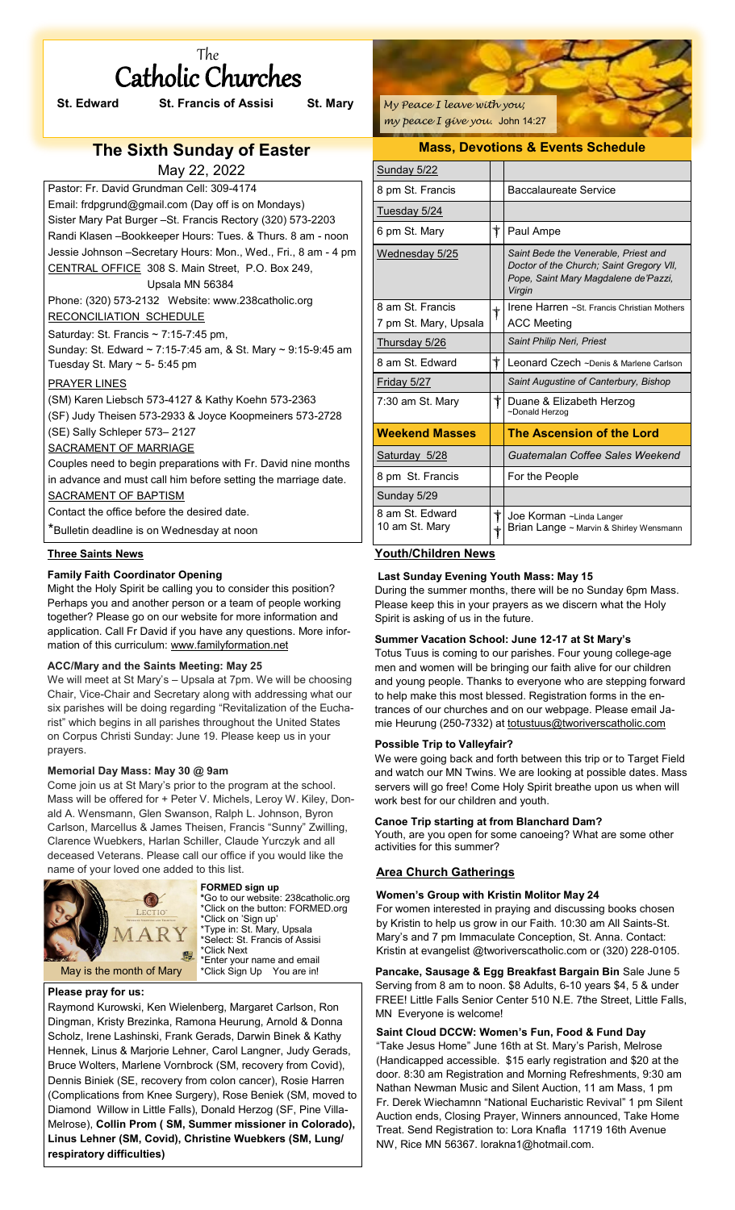# The Catholic Churches

**St. Edward** **St. Francis of Assisi** **St. Mary**

## The Sixth Sunday of Easter

May 22, 2022

Pastor: Fr. David Grundman Cell: 309-4174
Email: frdpgrund@gmail.com (Day off is on Mondays)
Sister Mary Pat Burger –St. Francis Rectory (320) 573-2203
Randi Klasen –Bookkeeper Hours: Tues. & Thurs. 8 am - noon
Jessie Johnson –Secretary Hours: Mon., Wed., Fri., 8 am - 4 pm
CENTRAL OFFICE 308 S. Main Street, P.O. Box 249, Upsala MN 56384
Phone: (320) 573-2132 Website: www.238catholic.org

RECONCILIATION SCHEDULE

Saturday: St. Francis ~ 7:15-7:45 pm,
Sunday: St. Edward ~ 7:15-7:45 am, & St. Mary ~ 9:15-9:45 am
Tuesday St. Mary ~ 5- 5:45 pm

PRAYER LINES

(SM) Karen Liebsch 573-4127 & Kathy Koehn 573-2363
(SF) Judy Theisen 573-2933 & Joyce Koopmeiners 573-2728
(SE) Sally Schleper 573– 2127

SACRAMENT OF MARRIAGE

Couples need to begin preparations with Fr. David nine months in advance and must call him before setting the marriage date.

SACRAMENT OF BAPTISM

Contact the office before the desired date.

*Bulletin deadline is on Wednesday at noon

*My Peace I leave with you; my peace I give you.* John 14:27

### Mass, Devotions & Events Schedule

| | | |
|---|---|---|
| Sunday 5/22 | | |
| 8 pm St. Francis | | Baccalaureate Service |
| Tuesday 5/24 | | |
| 6 pm St. Mary | † | Paul Ampe |
| Wednesday 5/25 | | *Saint Bede the Venerable, Priest and Doctor of the Church; Saint Gregory VII, Pope, Saint Mary Magdalene de'Pazzi, Virgin* |
| 8 am St. Francis | † | Irene Harren ~St. Francis Christian Mothers |
| 7 pm St. Mary, Upsala | | ACC Meeting |
| Thursday 5/26 | | *Saint Philip Neri, Priest* |
| 8 am St. Edward | † | Leonard Czech ~Denis & Marlene Carlson |
| Friday 5/27 | | *Saint Augustine of Canterbury, Bishop* |
| 7:30 am St. Mary | † | Duane & Elizabeth Herzog ~Donald Herzog |
| **Weekend Masses** | | **The Ascension of the Lord** |
| Saturday 5/28 | | *Guatemalan Coffee Sales Weekend* |
| 8 pm St. Francis | | For the People |
| Sunday 5/29 | | |
| 8 am St. Edward | † | Joe Korman ~Linda Langer |
| 10 am St. Mary | † | Brian Lange ~ Marvin & Shirley Wensmann |

### Three Saints News

#### Family Faith Coordinator Opening

Might the Holy Spirit be calling you to consider this position? Perhaps you and another person or a team of people working together? Please go on our website for more information and application. Call Fr David if you have any questions. More information of this curriculum: www.familyformation.net

#### ACC/Mary and the Saints Meeting: May 25

We will meet at St Mary's – Upsala at 7pm. We will be choosing Chair, Vice-Chair and Secretary along with addressing what our six parishes will be doing regarding "Revitalization of the Eucharist" which begins in all parishes throughout the United States on Corpus Christi Sunday: June 19. Please keep us in your prayers.

#### Memorial Day Mass: May 30 @ 9am

Come join us at St Mary's prior to the program at the school. Mass will be offered for + Peter V. Michels, Leroy W. Kiley, Donald A. Wensmann, Glen Swanson, Ralph L. Johnson, Byron Carlson, Marcellus & James Theisen, Francis "Sunny" Zwilling, Clarence Wuebkers, Harlan Schiller, Claude Yurczyk and all deceased Veterans. Please call our office if you would like the name of your loved one added to this list.

May is the month of Mary

**FORMED sign up**
*Go to our website: 238catholic.org
*Click on the button: FORMED.org
*Click on 'Sign up'
*Type in: St. Mary, Upsala
*Select: St. Francis of Assisi
*Click Next
*Enter your name and email
*Click Sign Up You are in!

#### Please pray for us:

Raymond Kurowski, Ken Wielenberg, Margaret Carlson, Ron Dingman, Kristy Brezinka, Ramona Heurung, Arnold & Donna Scholz, Irene Lashinski, Frank Gerads, Darwin Binek & Kathy Hennek, Linus & Marjorie Lehner, Carol Langner, Judy Gerads, Bruce Wolters, Marlene Vornbrock (SM, recovery from Covid), Dennis Biniek (SE, recovery from colon cancer), Rosie Harren (Complications from Knee Surgery), Rose Beniek (SM, moved to Diamond Willow in Little Falls), Donald Herzog (SF, Pine Villa-Melrose), **Collin Prom ( SM, Summer missioner in Colorado), Linus Lehner (SM, Covid), Christine Wuebkers (SM, Lung/ respiratory difficulties)**

### Youth/Children News

#### Last Sunday Evening Youth Mass: May 15

During the summer months, there will be no Sunday 6pm Mass. Please keep this in your prayers as we discern what the Holy Spirit is asking of us in the future.

#### Summer Vacation School: June 12-17 at St Mary's

Totus Tuus is coming to our parishes. Four young college-age men and women will be bringing our faith alive for our children and young people. Thanks to everyone who are stepping forward to help make this most blessed. Registration forms in the entrances of our churches and on our webpage. Please email Jamie Heurung (250-7332) at totustuus@tworiverscatholic.com

#### Possible Trip to Valleyfair?

We were going back and forth between this trip or to Target Field and watch our MN Twins. We are looking at possible dates. Mass servers will go free! Come Holy Spirit breathe upon us when will work best for our children and youth.

#### Canoe Trip starting at from Blanchard Dam?

Youth, are you open for some canoeing? What are some other activities for this summer?

### Area Church Gatherings

#### Women's Group with Kristin Molitor May 24

For women interested in praying and discussing books chosen by Kristin to help us grow in our Faith. 10:30 am All Saints-St. Mary's and 7 pm Immaculate Conception, St. Anna. Contact: Kristin at evangelist @tworiverscatholic.com or (320) 228-0105.

**Pancake, Sausage & Egg Breakfast Bargain Bin** Sale June 5 Serving from 8 am to noon. $8 Adults, 6-10 years $4, 5 & under FREE! Little Falls Senior Center 510 N.E. 7the Street, Little Falls, MN Everyone is welcome!

#### Saint Cloud DCCW: Women's Fun, Food & Fund Day

"Take Jesus Home" June 16th at St. Mary's Parish, Melrose (Handicapped accessible. $15 early registration and $20 at the door. 8:30 am Registration and Morning Refreshments, 9:30 am Nathan Newman Music and Silent Auction, 11 am Mass, 1 pm Fr. Derek Wiechamnn "National Eucharistic Revival" 1 pm Silent Auction ends, Closing Prayer, Winners announced, Take Home Treat. Send Registration to: Lora Knafla 11719 16th Avenue NW, Rice MN 56367. lorakna1@hotmail.com.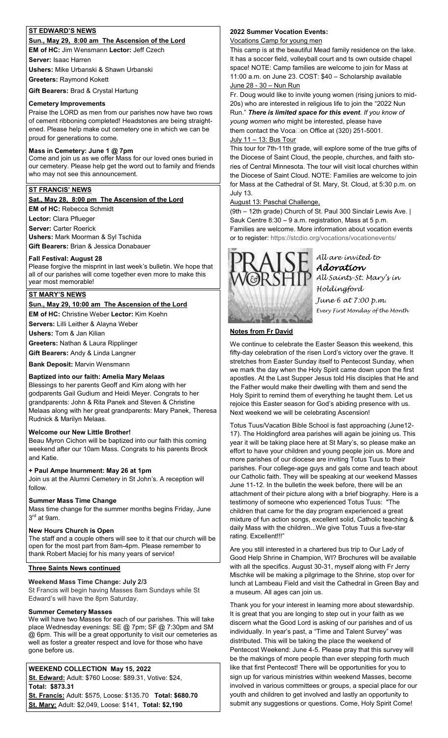## ST EDWARD'S NEWS

**Sun., May 29, 8:00 am The Ascension of the Lord**

**EM of HC:** Jim Wensmann **Lector:** Jeff Czech

**Server:** Isaac Harren

**Ushers:** Mike Urbanski & Shawn Urbanski

**Greeters:** Raymond Kokett

**Gift Bearers:** Brad & Crystal Hartung

### Cemetery Improvements

Praise the LORD as men from our parishes now have two rows of cement ribboning completed! Headstones are being straightened. Please help make out cemetery one in which we can be proud for generations to come.

### Mass in Cemetery: June 1 @ 7pm

Come and join us as we offer Mass for our loved ones buried in our cemetery. Please help get the word out to family and friends who may not see this announcement.

## ST FRANCIS' NEWS

**Sat., May 28, 8:00 pm The Ascension of the Lord**

**EM of HC:** Rebecca Schmidt

**Lector:** Clara Pflueger

**Server:** Carter Roerick

**Ushers:** Mark Moorman & Syl Tschida

**Gift Bearers:** Brian & Jessica Donabauer

### Fall Festival: August 28

Please forgive the misprint in last week's bulletin. We hope that all of our parishes will come together even more to make this year most memorable!

## ST MARY'S NEWS

**Sun., May 29, 10:00 am The Ascension of the Lord**

**EM of HC:** Christine Weber **Lector:** Kim Koehn

**Servers:** Lilli Leither & Alayna Weber

**Ushers:** Tom & Jan Kilian

**Greeters:** Nathan & Laura Ripplinger

**Gift Bearers:** Andy & Linda Langner

**Bank Deposit:** Marvin Wensmann

### Baptized into our faith: Amelia Mary Melaas

Blessings to her parents Geoff and Kim along with her godparents Gail Gudium and Heidi Meyer. Congrats to her grandparents: John & Rita Panek and Steven & Christine Melaas along with her great grandparents: Mary Panek, Theresa Rudnick & Marilyn Melaas.

### Welcome our New Little Brother!

Beau Myron Cichon will be baptized into our faith this coming weekend after our 10am Mass. Congrats to his parents Brock and Katie.

### + Paul Ampe Inurnment: May 26 at 1pm

Join us at the Alumni Cemetery in St John's. A reception will follow.

### Summer Mass Time Change

Mass time change for the summer months begins Friday, June 3rd at 9am.

### New Hours Church is Open

The staff and a couple others will see to it that our church will be open for the most part from 8am-4pm. Please remember to thank Robert Maciej for his many years of service!

## Three Saints News continued

### Weekend Mass Time Change: July 2/3

St Francis will begin having Masses 8am Sundays while St Edward's will have the 8pm Saturday.

### Summer Cemetery Masses

We will have two Masses for each of our parishes. This will take place Wednesday evenings: SE @ 7pm; SF @ 7:30pm and SM @ 6pm. This will be a great opportunity to visit our cemeteries as well as foster a greater respect and love for those who have gone before us.

## WEEKEND COLLECTION May 15, 2022

**St. Edward:** Adult: $760 Loose: $89.31, Votive: $24, **Total: $873.31**

**St. Francis:** Adult: $575, Loose: $135.70 **Total: $680.70**

**St. Mary:** Adult: $2,049, Loose: $141, **Total: $2,190**

## 2022 Summer Vocation Events:

Vocations Camp for young men

This camp is at the beautiful Mead family residence on the lake. It has a soccer field, volleyball court and ts own outside chapel space! NOTE: Camp families are welcome to join for Mass at 11:00 a.m. on June 23. COST: $40 – Scholarship available

June 28 - 30 – Nun Run

Fr. Doug would like to invite young women (rising juniors to mid-20s) who are interested in religious life to join the "2022 Nun Run." ***There is limited space for this event**. If you know of young women who* might be interested, please have them contact the Voca□on Office at (320) 251-5001.

July 11 – 13: Bus Tour

This tour for 7th-11th grade, will explore some of the true gifts of the Diocese of Saint Cloud, the people, churches, and faith stories of Central Minnesota. The tour will visit local churches within the Diocese of Saint Cloud. NOTE: Families are welcome to join for Mass at the Cathedral of St. Mary, St. Cloud, at 5:30 p.m. on July 13.

August 13: Paschal Challenge,

(9th – 12th grade) Church of St. Paul 300 Sinclair Lewis Ave. | Sauk Centre 8:30 – 9 a.m. registration, Mass at 5 p.m. Families are welcome. More information about vocation events or to register: https://stcdio.org/vocations/vocationevents/

PRAISE WORSHIP

*All are invited to*
***Adoration***
*All Saints-St. Mary's in Holdingford*
*June 6 at 7:00 p.m.*
*Every First Monday of the Month*

## Notes from Fr David

We continue to celebrate the Easter Season this weekend, this fifty-day celebration of the risen Lord's victory over the grave. It stretches from Easter Sunday itself to Pentecost Sunday, when we mark the day when the Holy Spirit came down upon the first apostles. At the Last Supper Jesus told His disciples that He and the Father would make their dwelling with them and send the Holy Spirit to remind them of everything he taught them. Let us rejoice this Easter season for God's abiding presence with us. Next weekend we will be celebrating Ascension!

Totus Tuus/Vacation Bible School is fast approaching (June12-17). The Holdingford area parishes will again be joining us. This year it will be taking place here at St Mary's, so please make an effort to have your children and young people join us. More and more parishes of our diocese are inviting Totus Tuus to their parishes. Four college-age guys and gals come and teach about our Catholic faith. They will be speaking at our weekend Masses June 11-12. In the bulletin the week before, there will be an attachment of their picture along with a brief biography. Here is a testimony of someone who experienced Totus Tuus: "The children that came for the day program experienced a great mixture of fun action songs, excellent solid, Catholic teaching & daily Mass with the children...We give Totus Tuus a five-star rating. Excellent!!!"

Are you still interested in a chartered bus trip to Our Lady of Good Help Shrine in Champion, WI? Brochures will be available with all the specifics. August 30-31, myself along with Fr Jerry Mischke will be making a pilgrimage to the Shrine, stop over for lunch at Lambeau Field and visit the Cathedral in Green Bay and a museum. All ages can join us.

Thank you for your interest in learning more about stewardship. It is great that you are longing to step out in your faith as we discern what the Good Lord is asking of our parishes and of us individually. In year's past, a "Time and Talent Survey" was distributed. This will be taking the place the weekend of Pentecost Weekend: June 4-5. Please pray that this survey will be the makings of more people than ever stepping forth much like that first Pentecost! There will be opportunities for you to sign up for various ministries within weekend Masses, become involved in various committees or groups, a special place for our youth and children to get involved and lastly an opportunity to submit any suggestions or questions. Come, Holy Spirit Come!